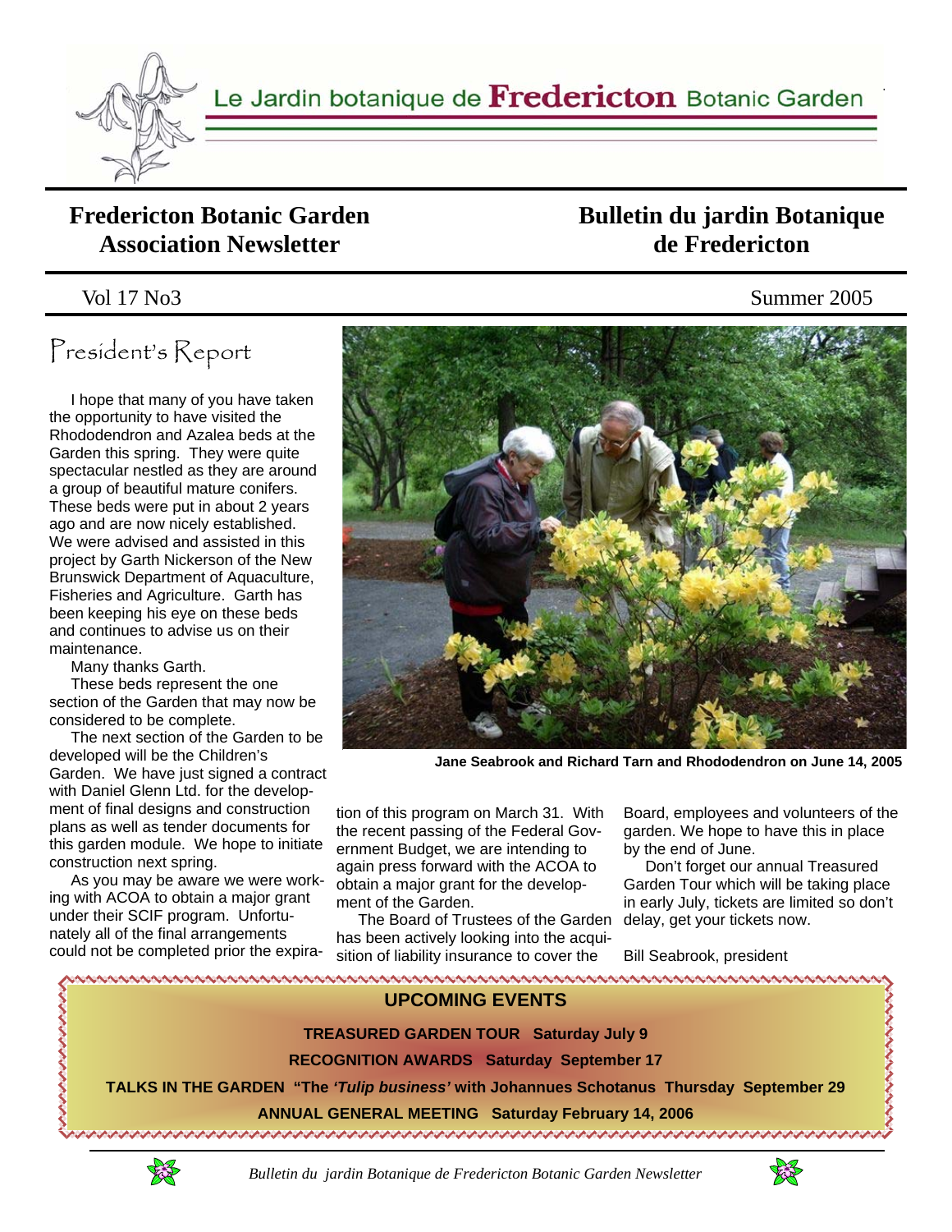Le Jardin botanique de **Fredericton** Botanic Garden

# Fredericton Botanic Garden Association Newsletter

# Bulletin du jardin Botanique de Fredericton

Vol 17 No3

Summer 2005

## President's Report

I hope that many of you have taken the opportunity to have visited the Rhododendron and Azalea beds at the Garden this spring. They were quite spectacular nestled as they are around a group of beautiful mature conifers. These beds were put in about 2 years ago and are now nicely established. We were advised and assisted in this project by Garth Nickerson of the New Brunswick Department of Aquaculture, Fisheries and Agriculture. Garth has been keeping his eye on these beds and continues to advise us on their maintenance.

Many thanks Garth.

These beds represent the one section of the Garden that may now be considered to be complete.

The next section of the Garden to be developed will be the Children's Garden. We have just signed a contract with Daniel Glenn Ltd. for the development of final designs and construction plans as well as tender documents for this garden module. We hope to initiate construction next spring.

As you may be aware we were working with ACOA to obtain a major grant under their SCIF program. Unfortunately all of the final arrangements could not be completed prior the expiration of this program on March 31. With the recent passing of the Federal Government Budget, we are intending to again press forward with the ACOA to obtain a major grant for the development of the Garden.

The Board of Trustees of the Garden has been actively looking into the acquisition of liability insurance to cover the Board, employees and volunteers of the garden. We hope to have this in place by the end of June.

Don't forget our annual Treasured Garden Tour which will be taking place in early July, tickets are limited so don't delay, get your tickets now.

Bill Seabrook, president

**Jane Seabrook and Richard Tarn and Rhododendron on June 14, 2005**

### UPCOMING EVENTS

**TREASURED GARDEN TOUR Saturday July 9**

**RECOGNITION AWARDS Saturday September 17**

**TALKS IN THE GARDEN "The *'Tulip business'* with Johannues Schotanus Thursday September 29**

**ANNUAL GENERAL MEETING Saturday February 14, 2006**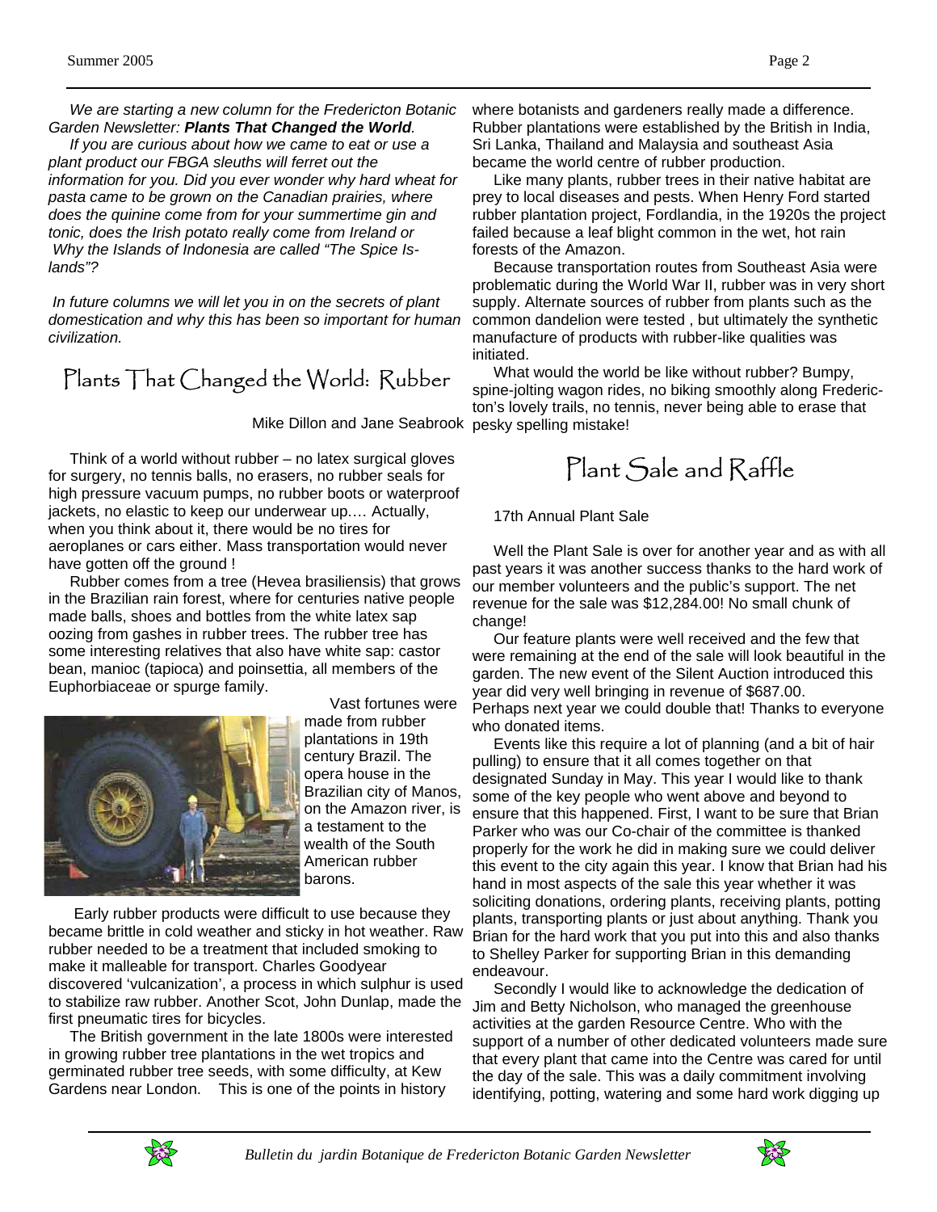*We are starting a new column for the Fredericton Botanic Garden Newsletter: **Plants That Changed the World**.*

*If you are curious about how we came to eat or use a plant product our FBGA sleuths will ferret out the information for you. Did you ever wonder why hard wheat for pasta came to be grown on the Canadian prairies, where does the quinine come from for your summertime gin and tonic, does the Irish potato really come from Ireland or Why the Islands of Indonesia are called "The Spice Islands"?*

*In future columns we will let you in on the secrets of plant domestication and why this has been so important for human civilization.*

## Plants That Changed the World: Rubber

Mike Dillon and Jane Seabrook

Think of a world without rubber – no latex surgical gloves for surgery, no tennis balls, no erasers, no rubber seals for high pressure vacuum pumps, no rubber boots or waterproof jackets, no elastic to keep our underwear up.… Actually, when you think about it, there would be no tires for aeroplanes or cars either. Mass transportation would never have gotten off the ground !

Rubber comes from a tree (Hevea brasiliensis) that grows in the Brazilian rain forest, where for centuries native people made balls, shoes and bottles from the white latex sap oozing from gashes in rubber trees. The rubber tree has some interesting relatives that also have white sap: castor bean, manioc (tapioca) and poinsettia, all members of the Euphorbiaceae or spurge family.

Vast fortunes were made from rubber plantations in 19th century Brazil. The opera house in the Brazilian city of Manos, on the Amazon river, is a testament to the wealth of the South American rubber barons.

Early rubber products were difficult to use because they became brittle in cold weather and sticky in hot weather. Raw rubber needed to be a treatment that included smoking to make it malleable for transport. Charles Goodyear discovered 'vulcanization', a process in which sulphur is used to stabilize raw rubber. Another Scot, John Dunlap, made the first pneumatic tires for bicycles.

The British government in the late 1800s were interested in growing rubber tree plantations in the wet tropics and germinated rubber tree seeds, with some difficulty, at Kew Gardens near London. This is one of the points in history where botanists and gardeners really made a difference. Rubber plantations were established by the British in India, Sri Lanka, Thailand and Malaysia and southeast Asia became the world centre of rubber production.

Like many plants, rubber trees in their native habitat are prey to local diseases and pests. When Henry Ford started rubber plantation project, Fordlandia, in the 1920s the project failed because a leaf blight common in the wet, hot rain forests of the Amazon.

Because transportation routes from Southeast Asia were problematic during the World War II, rubber was in very short supply. Alternate sources of rubber from plants such as the common dandelion were tested , but ultimately the synthetic manufacture of products with rubber-like qualities was initiated.

What would the world be like without rubber? Bumpy, spine-jolting wagon rides, no biking smoothly along Fredericton's lovely trails, no tennis, never being able to erase that pesky spelling mistake!

## Plant Sale and Raffle

17th Annual Plant Sale

Well the Plant Sale is over for another year and as with all past years it was another success thanks to the hard work of our member volunteers and the public's support. The net revenue for the sale was $12,284.00! No small chunk of change!

Our feature plants were well received and the few that were remaining at the end of the sale will look beautiful in the garden. The new event of the Silent Auction introduced this year did very well bringing in revenue of $687.00. Perhaps next year we could double that! Thanks to everyone who donated items.

Events like this require a lot of planning (and a bit of hair pulling) to ensure that it all comes together on that designated Sunday in May. This year I would like to thank some of the key people who went above and beyond to ensure that this happened. First, I want to be sure that Brian Parker who was our Co-chair of the committee is thanked properly for the work he did in making sure we could deliver this event to the city again this year. I know that Brian had his hand in most aspects of the sale this year whether it was soliciting donations, ordering plants, receiving plants, potting plants, transporting plants or just about anything. Thank you Brian for the hard work that you put into this and also thanks to Shelley Parker for supporting Brian in this demanding endeavour.

Secondly I would like to acknowledge the dedication of Jim and Betty Nicholson, who managed the greenhouse activities at the garden Resource Centre. Who with the support of a number of other dedicated volunteers made sure that every plant that came into the Centre was cared for until the day of the sale. This was a daily commitment involving identifying, potting, watering and some hard work digging up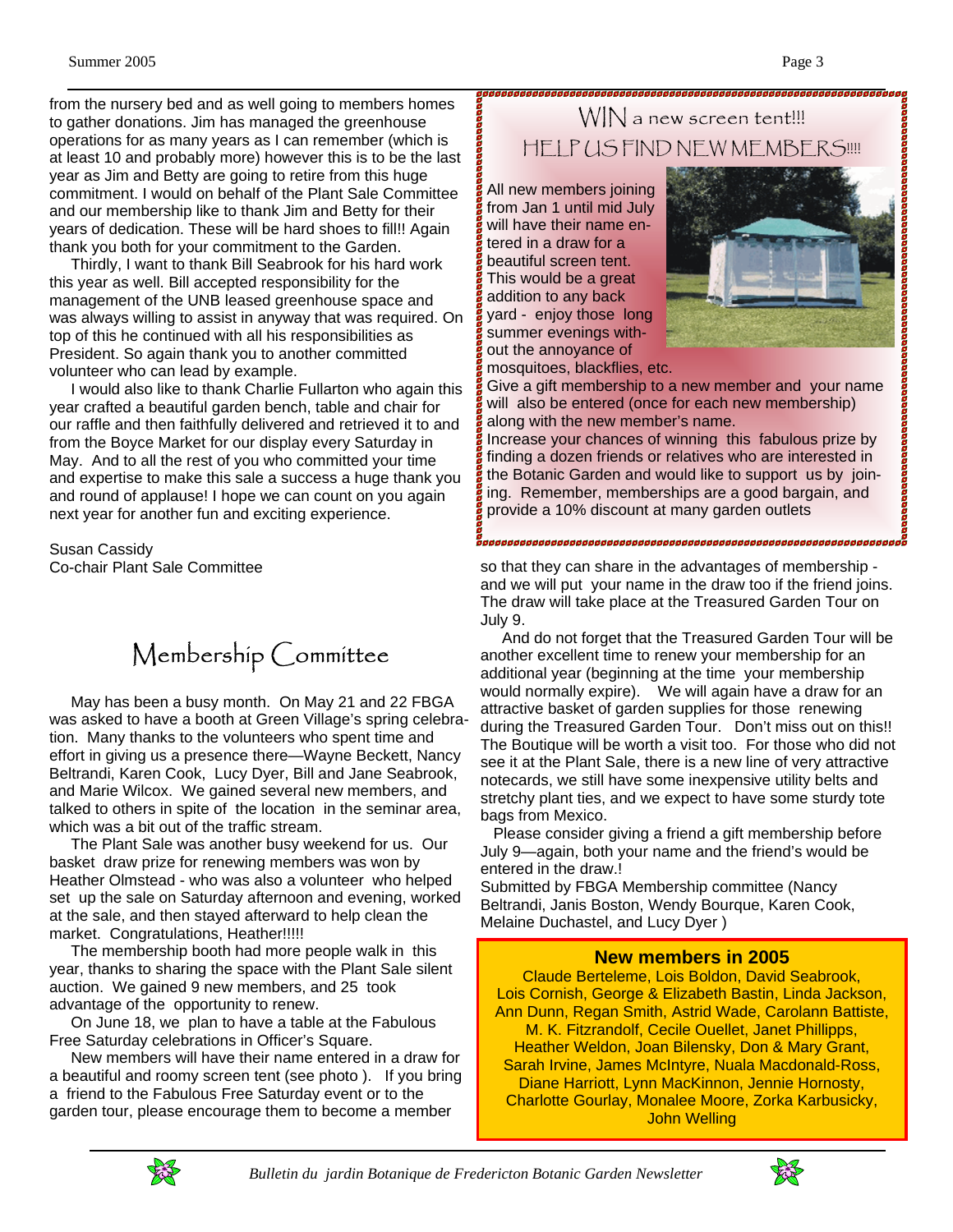from the nursery bed and as well going to members homes to gather donations. Jim has managed the greenhouse operations for as many years as I can remember (which is at least 10 and probably more) however this is to be the last year as Jim and Betty are going to retire from this huge commitment. I would on behalf of the Plant Sale Committee and our membership like to thank Jim and Betty for their years of dedication. These will be hard shoes to fill!! Again thank you both for your commitment to the Garden.

Thirdly, I want to thank Bill Seabrook for his hard work this year as well. Bill accepted responsibility for the management of the UNB leased greenhouse space and was always willing to assist in anyway that was required. On top of this he continued with all his responsibilities as President. So again thank you to another committed volunteer who can lead by example.

I would also like to thank Charlie Fullarton who again this year crafted a beautiful garden bench, table and chair for our raffle and then faithfully delivered and retrieved it to and from the Boyce Market for our display every Saturday in May. And to all the rest of you who committed your time and expertise to make this sale a success a huge thank you and round of applause! I hope we can count on you again next year for another fun and exciting experience.

Susan Cassidy
Co-chair Plant Sale Committee

## Membership Committee

May has been a busy month. On May 21 and 22 FBGA was asked to have a booth at Green Village's spring celebration. Many thanks to the volunteers who spent time and effort in giving us a presence there—Wayne Beckett, Nancy Beltrandi, Karen Cook, Lucy Dyer, Bill and Jane Seabrook, and Marie Wilcox. We gained several new members, and talked to others in spite of the location in the seminar area, which was a bit out of the traffic stream.

The Plant Sale was another busy weekend for us. Our basket draw prize for renewing members was won by Heather Olmstead - who was also a volunteer who helped set up the sale on Saturday afternoon and evening, worked at the sale, and then stayed afterward to help clean the market. Congratulations, Heather!!!!!

The membership booth had more people walk in this year, thanks to sharing the space with the Plant Sale silent auction. We gained 9 new members, and 25 took advantage of the opportunity to renew.

On June 18, we plan to have a table at the Fabulous Free Saturday celebrations in Officer's Square.

New members will have their name entered in a draw for a beautiful and roomy screen tent (see photo ). If you bring a friend to the Fabulous Free Saturday event or to the garden tour, please encourage them to become a member so that they can share in the advantages of membership - and we will put your name in the draw too if the friend joins. The draw will take place at the Treasured Garden Tour on July 9.

And do not forget that the Treasured Garden Tour will be another excellent time to renew your membership for an additional year (beginning at the time your membership would normally expire). We will again have a draw for an attractive basket of garden supplies for those renewing during the Treasured Garden Tour. Don't miss out on this!! The Boutique will be worth a visit too. For those who did not see it at the Plant Sale, there is a new line of very attractive notecards, we still have some inexpensive utility belts and stretchy plant ties, and we expect to have some sturdy tote bags from Mexico.

Please consider giving a friend a gift membership before July 9—again, both your name and the friend's would be entered in the draw.!

Submitted by FBGA Membership committee (Nancy Beltrandi, Janis Boston, Wendy Bourque, Karen Cook, Melaine Duchastel, and Lucy Dyer )

## WIN a new screen tent!!! HELP US FIND NEW MEMBERS!!!!

All new members joining from Jan 1 until mid July will have their name entered in a draw for a beautiful screen tent. This would be a great addition to any back yard - enjoy those long summer evenings without the annoyance of mosquitoes, blackflies, etc.

Give a gift membership to a new member and your name will also be entered (once for each new membership) along with the new member's name.

Increase your chances of winning this fabulous prize by finding a dozen friends or relatives who are interested in the Botanic Garden and would like to support us by joining. Remember, memberships are a good bargain, and provide a 10% discount at many garden outlets

### New members in 2005

Claude Berteleme, Lois Boldon, David Seabrook, Lois Cornish, George & Elizabeth Bastin, Linda Jackson, Ann Dunn, Regan Smith, Astrid Wade, Carolann Battiste, M. K. Fitzrandolf, Cecile Ouellet, Janet Phillipps, Heather Weldon, Joan Bilensky, Don & Mary Grant, Sarah Irvine, James McIntyre, Nuala Macdonald-Ross, Diane Harriott, Lynn MacKinnon, Jennie Hornosty, Charlotte Gourlay, Monalee Moore, Zorka Karbusicky, John Welling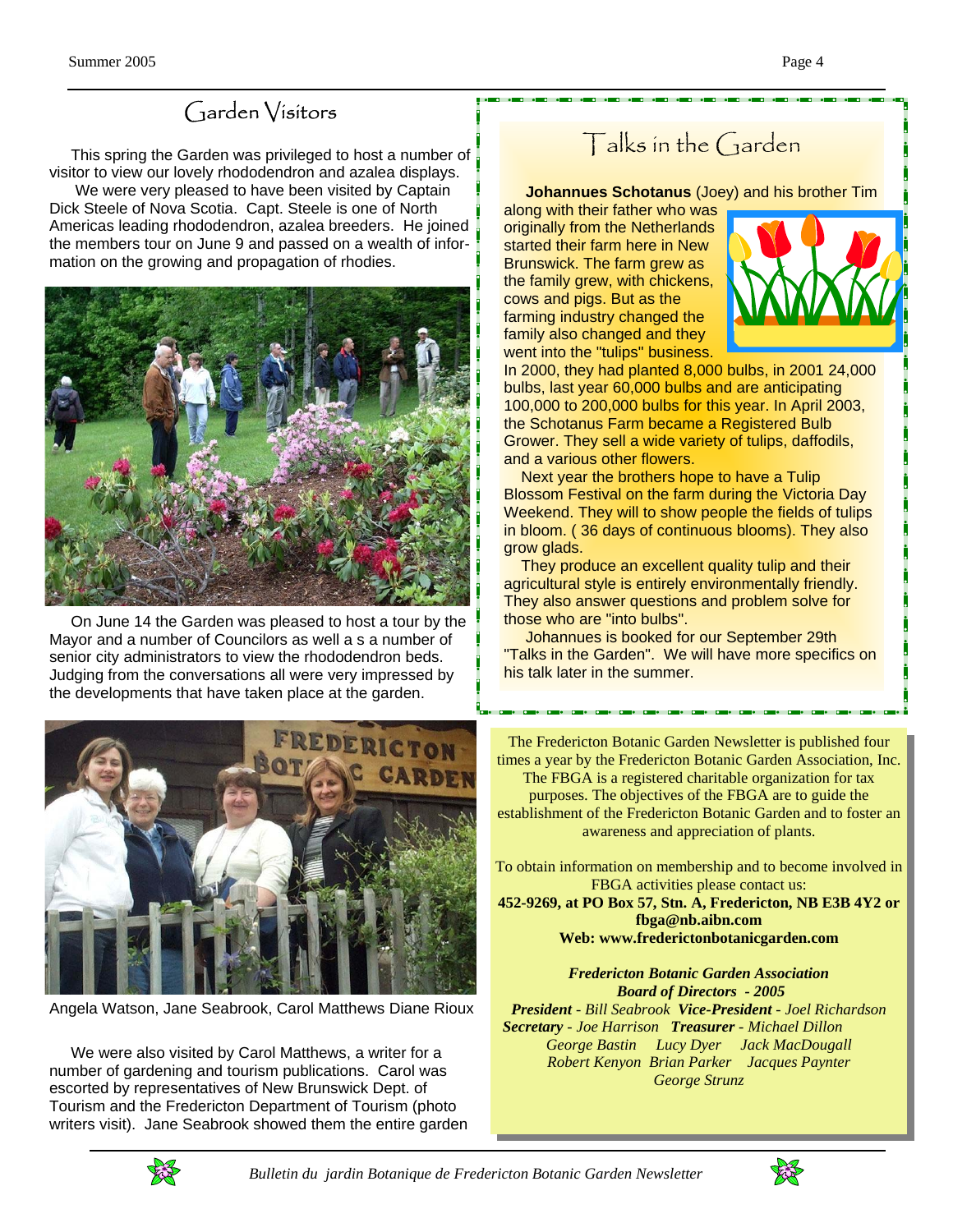## Garden Visitors

This spring the Garden was privileged to host a number of visitor to view our lovely rhododendron and azalea displays.

We were very pleased to have been visited by Captain Dick Steele of Nova Scotia. Capt. Steele is one of North Americas leading rhododendron, azalea breeders. He joined the members tour on June 9 and passed on a wealth of information on the growing and propagation of rhodies.

On June 14 the Garden was pleased to host a tour by the Mayor and a number of Councilors as well a s a number of senior city administrators to view the rhododendron beds. Judging from the conversations all were very impressed by the developments that have taken place at the garden.

Angela Watson, Jane Seabrook, Carol Matthews Diane Rioux

We were also visited by Carol Matthews, a writer for a number of gardening and tourism publications. Carol was escorted by representatives of New Brunswick Dept. of Tourism and the Fredericton Department of Tourism (photo writers visit). Jane Seabrook showed them the entire garden

## Talks in the Garden

**Johannues Schotanus** (Joey) and his brother Tim along with their father who was originally from the Netherlands started their farm here in New Brunswick. The farm grew as the family grew, with chickens, cows and pigs. But as the farming industry changed the family also changed and they went into the "tulips" business. In 2000, they had planted 8,000 bulbs, in 2001 24,000 bulbs, last year 60,000 bulbs and are anticipating 100,000 to 200,000 bulbs for this year. In April 2003, the Schotanus Farm became a Registered Bulb Grower. They sell a wide variety of tulips, daffodils, and a various other flowers.

Next year the brothers hope to have a Tulip Blossom Festival on the farm during the Victoria Day Weekend. They will to show people the fields of tulips in bloom. ( 36 days of continuous blooms). They also grow glads.

They produce an excellent quality tulip and their agricultural style is entirely environmentally friendly. They also answer questions and problem solve for those who are "into bulbs".

Johannues is booked for our September 29th "Talks in the Garden". We will have more specifics on his talk later in the summer.

---

The Fredericton Botanic Garden Newsletter is published four times a year by the Fredericton Botanic Garden Association, Inc. The FBGA is a registered charitable organization for tax purposes. The objectives of the FBGA are to guide the establishment of the Fredericton Botanic Garden and to foster an awareness and appreciation of plants.

To obtain information on membership and to become involved in FBGA activities please contact us:
**452-9269, at PO Box 57, Stn. A, Fredericton, NB E3B 4Y2 or fbga@nb.aibn.com**
**Web: www.frederictonbotanicgarden.com**

***Fredericton Botanic Garden Association***
***Board of Directors - 2005***
***President** - Bill Seabrook* ***Vice-President** - Joel Richardson*
***Secretary** - Joe Harrison* ***Treasurer** - Michael Dillon*
*George Bastin Lucy Dyer Jack MacDougall*
*Robert Kenyon Brian Parker Jacques Paynter*
*George Strunz*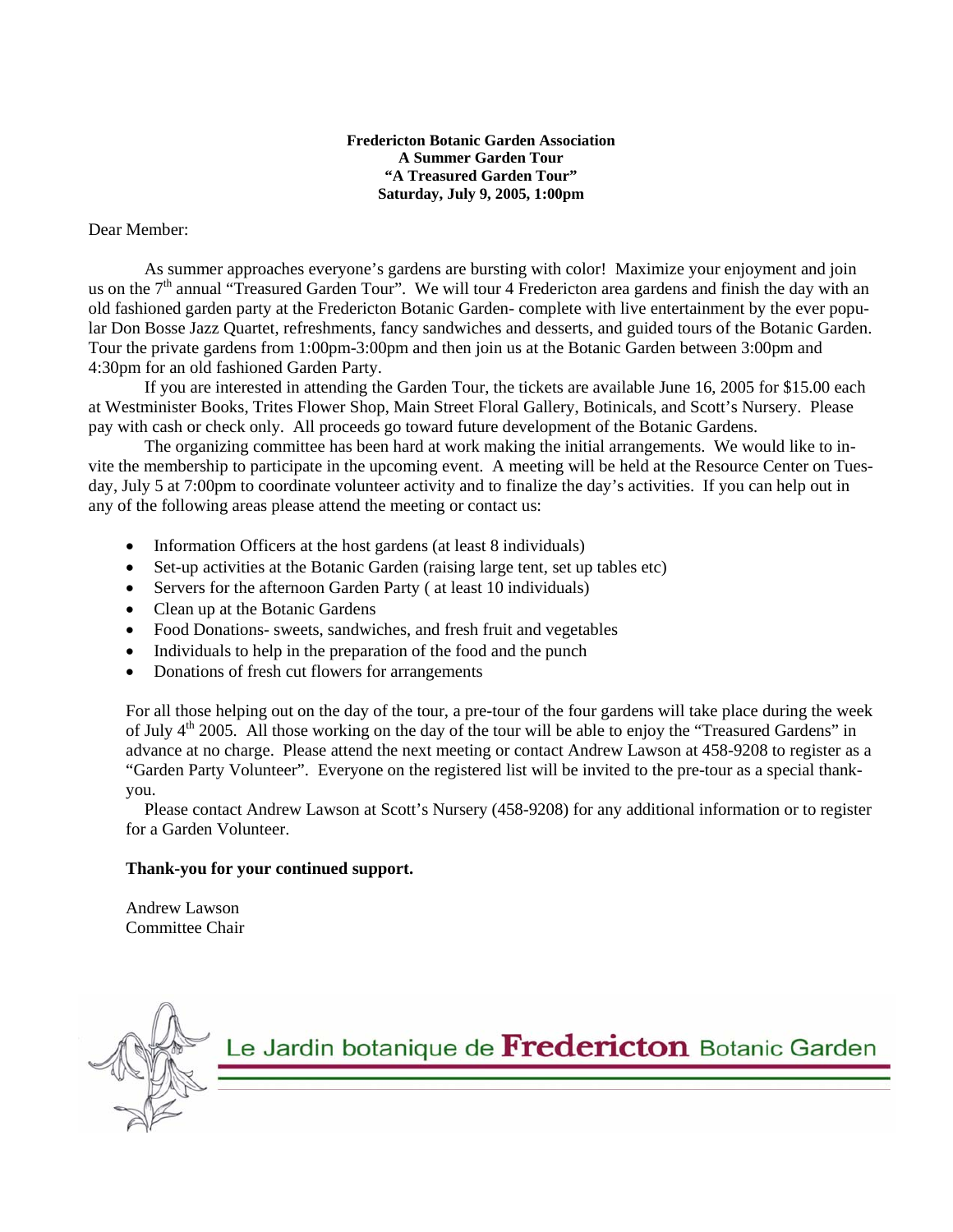**Fredericton Botanic Garden Association**
**A Summer Garden Tour**
**"A Treasured Garden Tour"**
**Saturday, July 9, 2005, 1:00pm**

Dear Member:

As summer approaches everyone's gardens are bursting with color! Maximize your enjoyment and join us on the 7th annual "Treasured Garden Tour". We will tour 4 Fredericton area gardens and finish the day with an old fashioned garden party at the Fredericton Botanic Garden- complete with live entertainment by the ever popular Don Bosse Jazz Quartet, refreshments, fancy sandwiches and desserts, and guided tours of the Botanic Garden. Tour the private gardens from 1:00pm-3:00pm and then join us at the Botanic Garden between 3:00pm and 4:30pm for an old fashioned Garden Party.

If you are interested in attending the Garden Tour, the tickets are available June 16, 2005 for $15.00 each at Westminister Books, Trites Flower Shop, Main Street Floral Gallery, Botinicals, and Scott's Nursery. Please pay with cash or check only. All proceeds go toward future development of the Botanic Gardens.

The organizing committee has been hard at work making the initial arrangements. We would like to invite the membership to participate in the upcoming event. A meeting will be held at the Resource Center on Tuesday, July 5 at 7:00pm to coordinate volunteer activity and to finalize the day's activities. If you can help out in any of the following areas please attend the meeting or contact us:

- Information Officers at the host gardens (at least 8 individuals)
- Set-up activities at the Botanic Garden (raising large tent, set up tables etc)
- Servers for the afternoon Garden Party ( at least 10 individuals)
- Clean up at the Botanic Gardens
- Food Donations- sweets, sandwiches, and fresh fruit and vegetables
- Individuals to help in the preparation of the food and the punch
- Donations of fresh cut flowers for arrangements

For all those helping out on the day of the tour, a pre-tour of the four gardens will take place during the week of July 4th 2005. All those working on the day of the tour will be able to enjoy the "Treasured Gardens" in advance at no charge. Please attend the next meeting or contact Andrew Lawson at 458-9208 to register as a "Garden Party Volunteer". Everyone on the registered list will be invited to the pre-tour as a special thank-you.

Please contact Andrew Lawson at Scott's Nursery (458-9208) for any additional information or to register for a Garden Volunteer.

**Thank-you for your continued support.**

Andrew Lawson
Committee Chair

Le Jardin botanique de **Fredericton** Botanic Garden